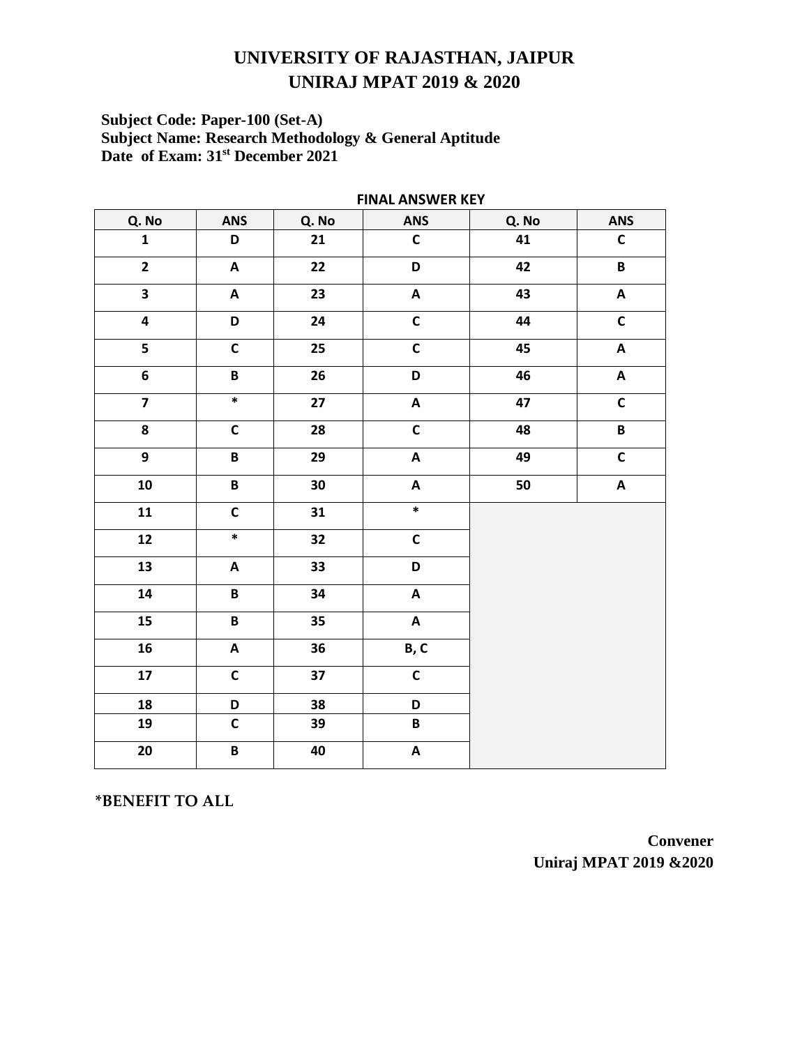# UNIVERSITY OF RAJASTHAN, JAIPUR
## UNIRAJ MPAT 2019 & 2020

**Subject Code: Paper-100 (Set-A)**
**Subject Name: Research Methodology & General Aptitude**
**Date of Exam: 31st December 2021**

**FINAL ANSWER KEY**

| Q. No | ANS | Q. No | ANS | Q. No | ANS |
|---|---|---|---|---|---|
| 1 | D | 21 | C | 41 | C |
| 2 | A | 22 | D | 42 | B |
| 3 | A | 23 | A | 43 | A |
| 4 | D | 24 | C | 44 | C |
| 5 | C | 25 | C | 45 | A |
| 6 | B | 26 | D | 46 | A |
| 7 | * | 27 | A | 47 | C |
| 8 | C | 28 | C | 48 | B |
| 9 | B | 29 | A | 49 | C |
| 10 | B | 30 | A | 50 | A |
| 11 | C | 31 | * | | |
| 12 | * | 32 | C | | |
| 13 | A | 33 | D | | |
| 14 | B | 34 | A | | |
| 15 | B | 35 | A | | |
| 16 | A | 36 | B, C | | |
| 17 | C | 37 | C | | |
| 18 | D | 38 | D | | |
| 19 | C | 39 | B | | |
| 20 | B | 40 | A | | |

*BENEFIT TO ALL

**Convener**
**Uniraj MPAT 2019 &2020**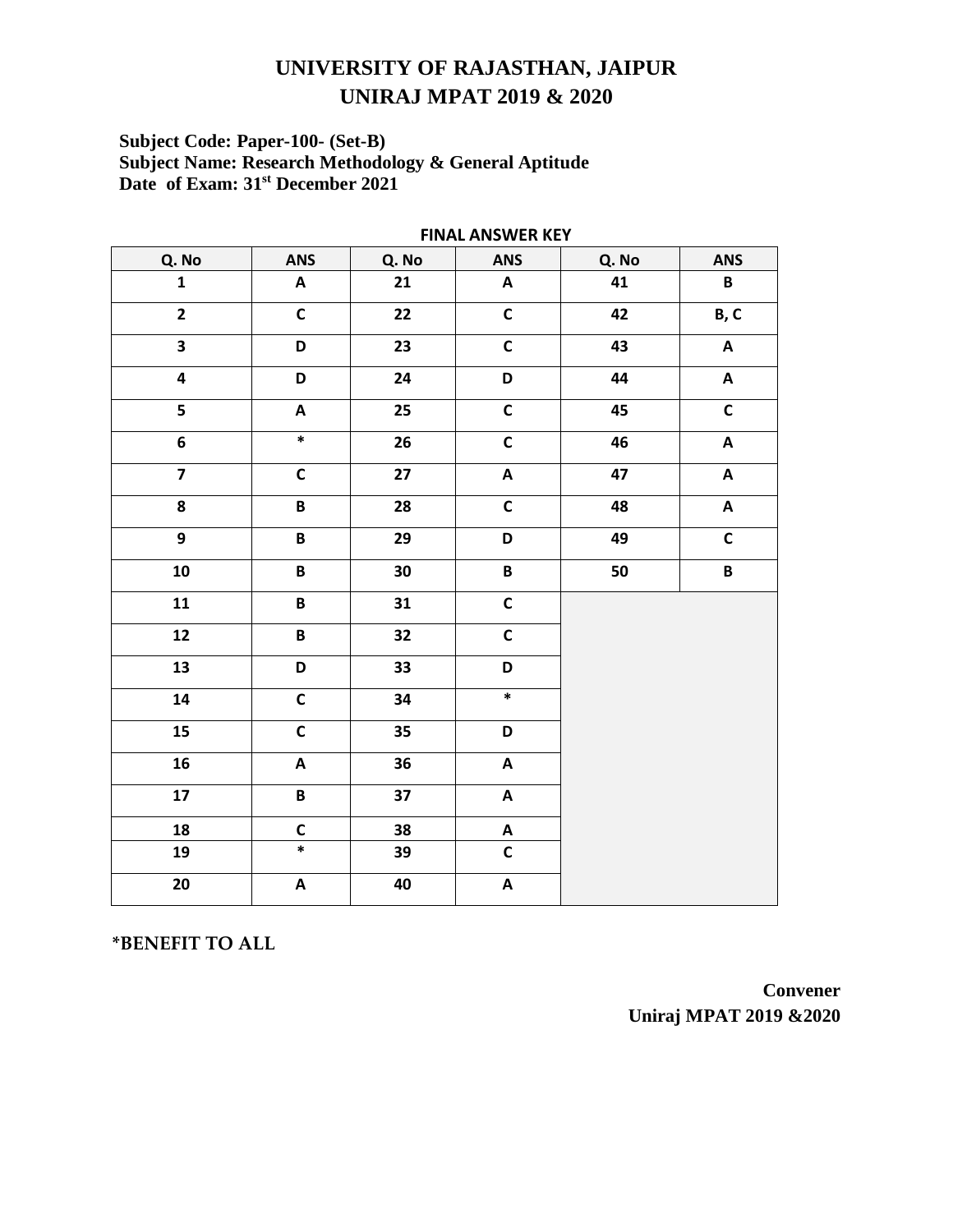# UNIVERSITY OF RAJASTHAN, JAIPUR
## UNIRAJ MPAT 2019 & 2020

**Subject Code: Paper-100- (Set-B)**
**Subject Name: Research Methodology & General Aptitude**
**Date of Exam: 31st December 2021**

**FINAL ANSWER KEY**

| Q. No | ANS | Q. No | ANS | Q. No | ANS |
|---|---|---|---|---|---|
| 1 | A | 21 | A | 41 | B |
| 2 | C | 22 | C | 42 | B, C |
| 3 | D | 23 | C | 43 | A |
| 4 | D | 24 | D | 44 | A |
| 5 | A | 25 | C | 45 | C |
| 6 | * | 26 | C | 46 | A |
| 7 | C | 27 | A | 47 | A |
| 8 | B | 28 | C | 48 | A |
| 9 | B | 29 | D | 49 | C |
| 10 | B | 30 | B | 50 | B |
| 11 | B | 31 | C | | |
| 12 | B | 32 | C | | |
| 13 | D | 33 | D | | |
| 14 | C | 34 | * | | |
| 15 | C | 35 | D | | |
| 16 | A | 36 | A | | |
| 17 | B | 37 | A | | |
| 18 | C | 38 | A | | |
| 19 | * | 39 | C | | |
| 20 | A | 40 | A | | |

*BENEFIT TO ALL

**Convener**
**Uniraj MPAT 2019 &2020**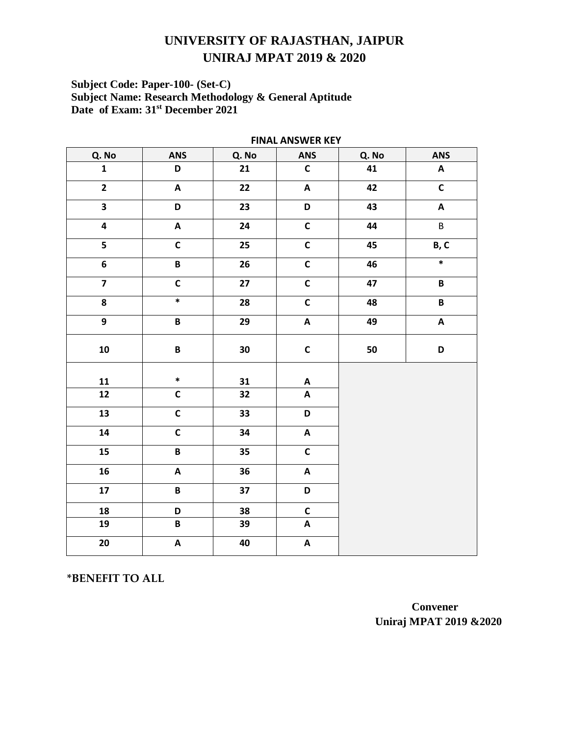# UNIVERSITY OF RAJASTHAN, JAIPUR
## UNIRAJ MPAT 2019 & 2020

**Subject Code: Paper-100- (Set-C)**
**Subject Name: Research Methodology & General Aptitude**
**Date of Exam: 31st December 2021**

**FINAL ANSWER KEY**

| Q. No | ANS | Q. No | ANS | Q. No | ANS |
|---|---|---|---|---|---|
| 1 | D | 21 | C | 41 | A |
| 2 | A | 22 | A | 42 | C |
| 3 | D | 23 | D | 43 | A |
| 4 | A | 24 | C | 44 | B |
| 5 | C | 25 | C | 45 | B, C |
| 6 | B | 26 | C | 46 | * |
| 7 | C | 27 | C | 47 | B |
| 8 | * | 28 | C | 48 | B |
| 9 | B | 29 | A | 49 | A |
| 10 | B | 30 | C | 50 | D |
| 11 | * | 31 | A | | |
| 12 | C | 32 | A | | |
| 13 | C | 33 | D | | |
| 14 | C | 34 | A | | |
| 15 | B | 35 | C | | |
| 16 | A | 36 | A | | |
| 17 | B | 37 | D | | |
| 18 | D | 38 | C | | |
| 19 | B | 39 | A | | |
| 20 | A | 40 | A | | |

*BENEFIT TO ALL

**Convener**
**Uniraj MPAT 2019 &2020**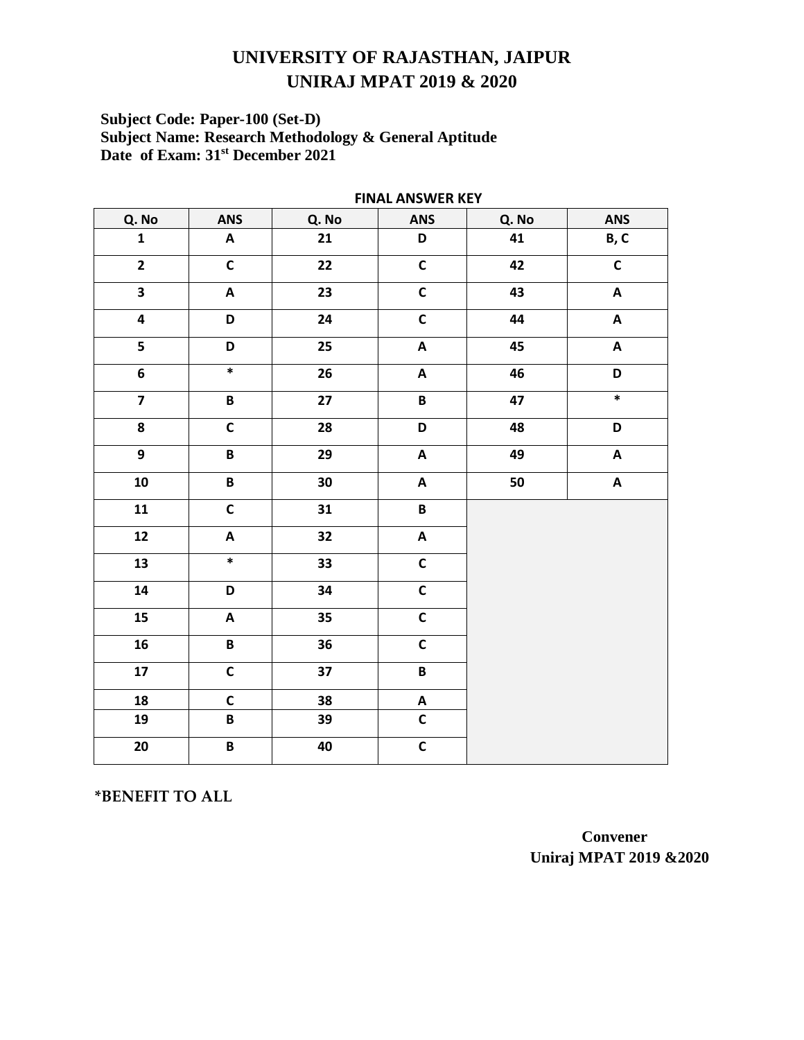# UNIVERSITY OF RAJASTHAN, JAIPUR
## UNIRAJ MPAT 2019 & 2020

**Subject Code: Paper-100 (Set-D)**
**Subject Name: Research Methodology & General Aptitude**
**Date of Exam: 31st December 2021**

**FINAL ANSWER KEY**

| Q. No | ANS | Q. No | ANS | Q. No | ANS |
|---|---|---|---|---|---|
| 1 | A | 21 | D | 41 | B, C |
| 2 | C | 22 | C | 42 | C |
| 3 | A | 23 | C | 43 | A |
| 4 | D | 24 | C | 44 | A |
| 5 | D | 25 | A | 45 | A |
| 6 | * | 26 | A | 46 | D |
| 7 | B | 27 | B | 47 | * |
| 8 | C | 28 | D | 48 | D |
| 9 | B | 29 | A | 49 | A |
| 10 | B | 30 | A | 50 | A |
| 11 | C | 31 | B | | |
| 12 | A | 32 | A | | |
| 13 | * | 33 | C | | |
| 14 | D | 34 | C | | |
| 15 | A | 35 | C | | |
| 16 | B | 36 | C | | |
| 17 | C | 37 | B | | |
| 18 | C | 38 | A | | |
| 19 | B | 39 | C | | |
| 20 | B | 40 | C | | |

*BENEFIT TO ALL

**Convener**
**Uniraj MPAT 2019 &2020**